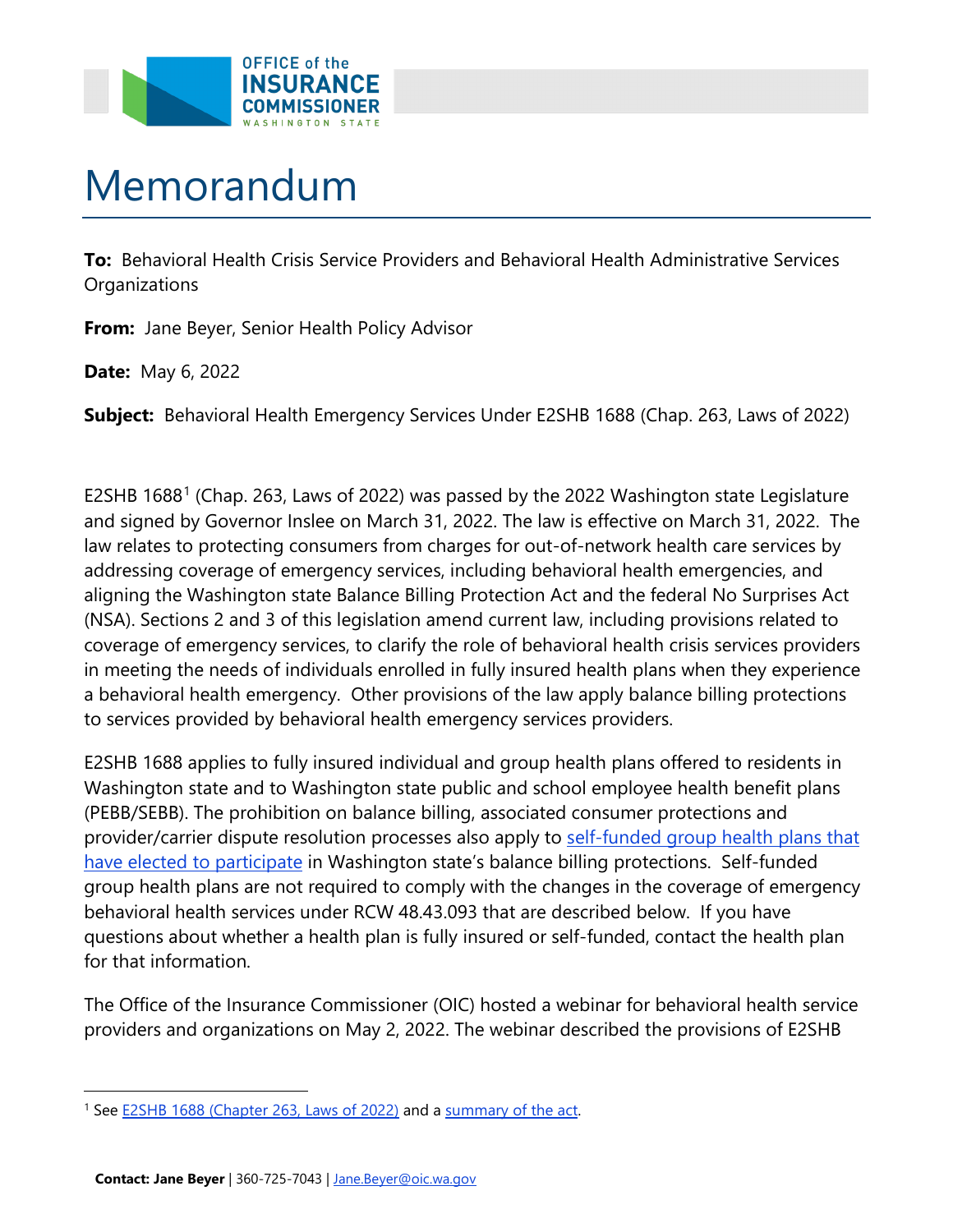OFFICE of the INSURANCE COMMISSIONER WASHINGTON STATE

# Memorandum

**To:** Behavioral Health Crisis Service Providers and Behavioral Health Administrative Services Organizations

**From:** Jane Beyer, Senior Health Policy Advisor

**Date:** May 6, 2022

**Subject:** Behavioral Health Emergency Services Under E2SHB 1688 (Chap. 263, Laws of 2022)

E2SHB 1688[1] (Chap. 263, Laws of 2022) was passed by the 2022 Washington state Legislature and signed by Governor Inslee on March 31, 2022. The law is effective on March 31, 2022. The law relates to protecting consumers from charges for out-of-network health care services by addressing coverage of emergency services, including behavioral health emergencies, and aligning the Washington state Balance Billing Protection Act and the federal No Surprises Act (NSA). Sections 2 and 3 of this legislation amend current law, including provisions related to coverage of emergency services, to clarify the role of behavioral health crisis services providers in meeting the needs of individuals enrolled in fully insured health plans when they experience a behavioral health emergency. Other provisions of the law apply balance billing protections to services provided by behavioral health emergency services providers.

E2SHB 1688 applies to fully insured individual and group health plans offered to residents in Washington state and to Washington state public and school employee health benefit plans (PEBB/SEBB). The prohibition on balance billing, associated consumer protections and provider/carrier dispute resolution processes also apply to self-funded group health plans that have elected to participate in Washington state's balance billing protections. Self-funded group health plans are not required to comply with the changes in the coverage of emergency behavioral health services under RCW 48.43.093 that are described below. If you have questions about whether a health plan is fully insured or self-funded, contact the health plan for that information.

The Office of the Insurance Commissioner (OIC) hosted a webinar for behavioral health service providers and organizations on May 2, 2022. The webinar described the provisions of E2SHB

[1] See E2SHB 1688 (Chapter 263, Laws of 2022) and a summary of the act.

**Contact: Jane Beyer** | 360-725-7043 | Jane.Beyer@oic.wa.gov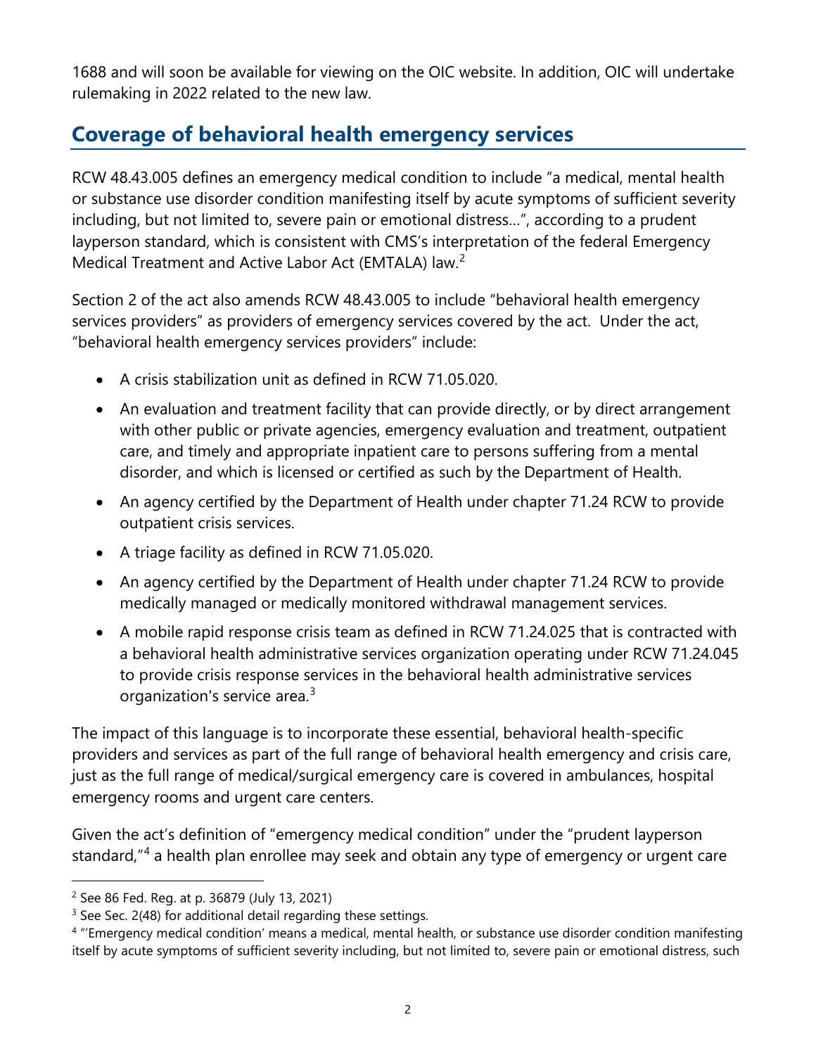1688 and will soon be available for viewing on the OIC website. In addition, OIC will undertake rulemaking in 2022 related to the new law.

## Coverage of behavioral health emergency services

RCW 48.43.005 defines an emergency medical condition to include "a medical, mental health or substance use disorder condition manifesting itself by acute symptoms of sufficient severity including, but not limited to, severe pain or emotional distress…", according to a prudent layperson standard, which is consistent with CMS's interpretation of the federal Emergency Medical Treatment and Active Labor Act (EMTALA) law.[2]

Section 2 of the act also amends RCW 48.43.005 to include "behavioral health emergency services providers" as providers of emergency services covered by the act. Under the act, "behavioral health emergency services providers" include:

- A crisis stabilization unit as defined in RCW 71.05.020.
- An evaluation and treatment facility that can provide directly, or by direct arrangement with other public or private agencies, emergency evaluation and treatment, outpatient care, and timely and appropriate inpatient care to persons suffering from a mental disorder, and which is licensed or certified as such by the Department of Health.
- An agency certified by the Department of Health under chapter 71.24 RCW to provide outpatient crisis services.
- A triage facility as defined in RCW 71.05.020.
- An agency certified by the Department of Health under chapter 71.24 RCW to provide medically managed or medically monitored withdrawal management services.
- A mobile rapid response crisis team as defined in RCW 71.24.025 that is contracted with a behavioral health administrative services organization operating under RCW 71.24.045 to provide crisis response services in the behavioral health administrative services organization's service area.[3]

The impact of this language is to incorporate these essential, behavioral health-specific providers and services as part of the full range of behavioral health emergency and crisis care, just as the full range of medical/surgical emergency care is covered in ambulances, hospital emergency rooms and urgent care centers.

Given the act's definition of "emergency medical condition" under the "prudent layperson standard,"[4] a health plan enrollee may seek and obtain any type of emergency or urgent care

---

[2] See 86 Fed. Reg. at p. 36879 (July 13, 2021)

[3] See Sec. 2(48) for additional detail regarding these settings.

[4] "'Emergency medical condition' means a medical, mental health, or substance use disorder condition manifesting itself by acute symptoms of sufficient severity including, but not limited to, severe pain or emotional distress, such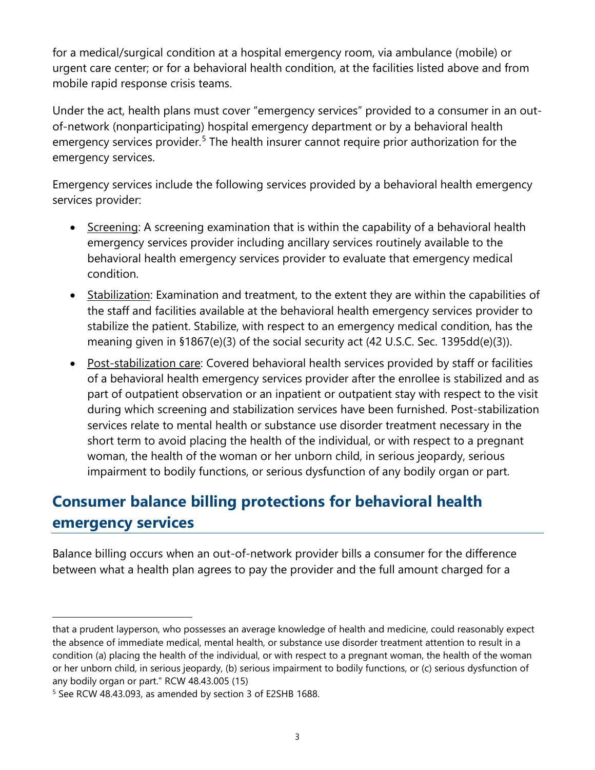for a medical/surgical condition at a hospital emergency room, via ambulance (mobile) or urgent care center; or for a behavioral health condition, at the facilities listed above and from mobile rapid response crisis teams.

Under the act, health plans must cover "emergency services" provided to a consumer in an out-of-network (nonparticipating) hospital emergency department or by a behavioral health emergency services provider.[5] The health insurer cannot require prior authorization for the emergency services.

Emergency services include the following services provided by a behavioral health emergency services provider:

- Screening: A screening examination that is within the capability of a behavioral health emergency services provider including ancillary services routinely available to the behavioral health emergency services provider to evaluate that emergency medical condition.
- Stabilization: Examination and treatment, to the extent they are within the capabilities of the staff and facilities available at the behavioral health emergency services provider to stabilize the patient. Stabilize, with respect to an emergency medical condition, has the meaning given in §1867(e)(3) of the social security act (42 U.S.C. Sec. 1395dd(e)(3)).
- Post-stabilization care: Covered behavioral health services provided by staff or facilities of a behavioral health emergency services provider after the enrollee is stabilized and as part of outpatient observation or an inpatient or outpatient stay with respect to the visit during which screening and stabilization services have been furnished. Post-stabilization services relate to mental health or substance use disorder treatment necessary in the short term to avoid placing the health of the individual, or with respect to a pregnant woman, the health of the woman or her unborn child, in serious jeopardy, serious impairment to bodily functions, or serious dysfunction of any bodily organ or part.

## Consumer balance billing protections for behavioral health emergency services

Balance billing occurs when an out-of-network provider bills a consumer for the difference between what a health plan agrees to pay the provider and the full amount charged for a

---

that a prudent layperson, who possesses an average knowledge of health and medicine, could reasonably expect the absence of immediate medical, mental health, or substance use disorder treatment attention to result in a condition (a) placing the health of the individual, or with respect to a pregnant woman, the health of the woman or her unborn child, in serious jeopardy, (b) serious impairment to bodily functions, or (c) serious dysfunction of any bodily organ or part." RCW 48.43.005 (15)

[5] See RCW 48.43.093, as amended by section 3 of E2SHB 1688.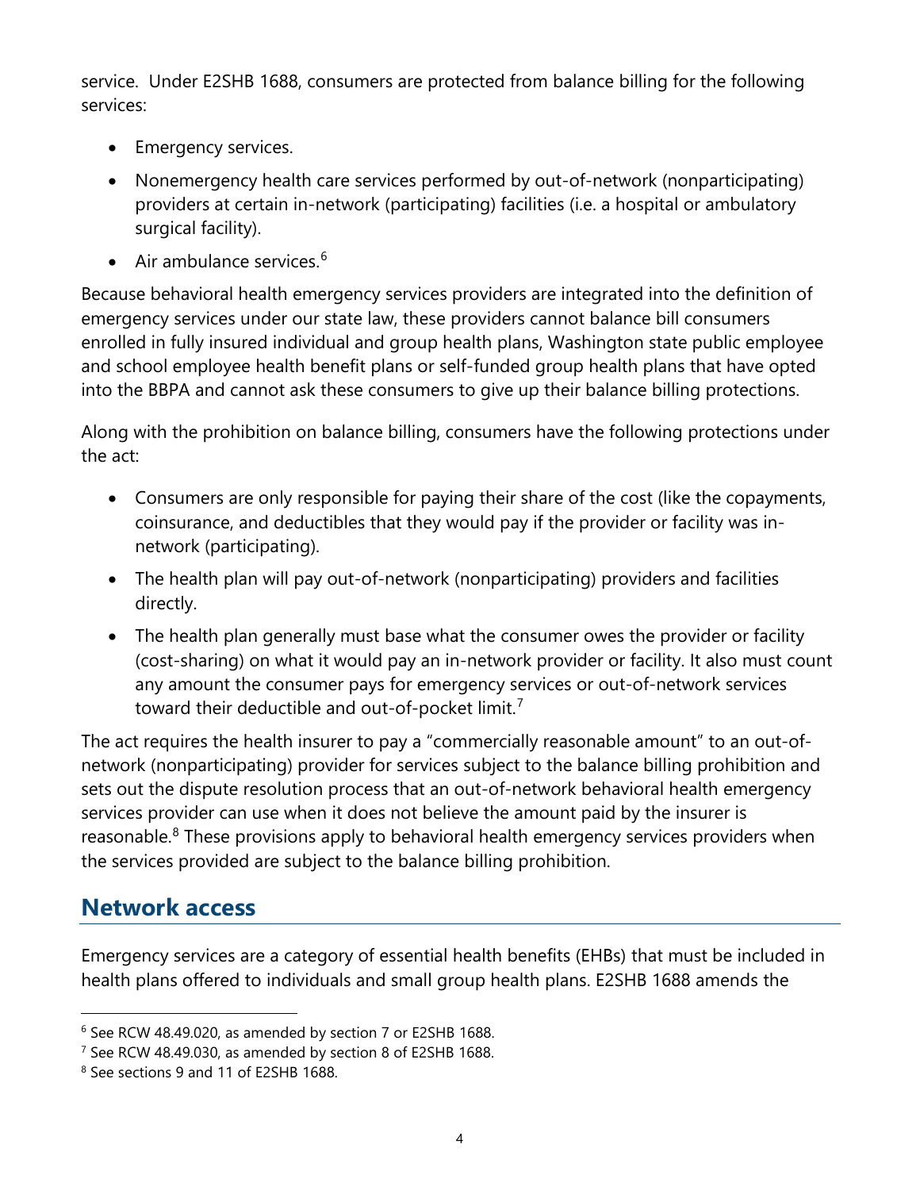service. Under E2SHB 1688, consumers are protected from balance billing for the following services:

- Emergency services.
- Nonemergency health care services performed by out-of-network (nonparticipating) providers at certain in-network (participating) facilities (i.e. a hospital or ambulatory surgical facility).
- Air ambulance services.[6]

Because behavioral health emergency services providers are integrated into the definition of emergency services under our state law, these providers cannot balance bill consumers enrolled in fully insured individual and group health plans, Washington state public employee and school employee health benefit plans or self-funded group health plans that have opted into the BBPA and cannot ask these consumers to give up their balance billing protections.

Along with the prohibition on balance billing, consumers have the following protections under the act:

- Consumers are only responsible for paying their share of the cost (like the copayments, coinsurance, and deductibles that they would pay if the provider or facility was in-network (participating).
- The health plan will pay out-of-network (nonparticipating) providers and facilities directly.
- The health plan generally must base what the consumer owes the provider or facility (cost-sharing) on what it would pay an in-network provider or facility. It also must count any amount the consumer pays for emergency services or out-of-network services toward their deductible and out-of-pocket limit.[7]

The act requires the health insurer to pay a "commercially reasonable amount" to an out-of-network (nonparticipating) provider for services subject to the balance billing prohibition and sets out the dispute resolution process that an out-of-network behavioral health emergency services provider can use when it does not believe the amount paid by the insurer is reasonable.[8] These provisions apply to behavioral health emergency services providers when the services provided are subject to the balance billing prohibition.

## Network access

Emergency services are a category of essential health benefits (EHBs) that must be included in health plans offered to individuals and small group health plans. E2SHB 1688 amends the

[6] See RCW 48.49.020, as amended by section 7 or E2SHB 1688.

[7] See RCW 48.49.030, as amended by section 8 of E2SHB 1688.

[8] See sections 9 and 11 of E2SHB 1688.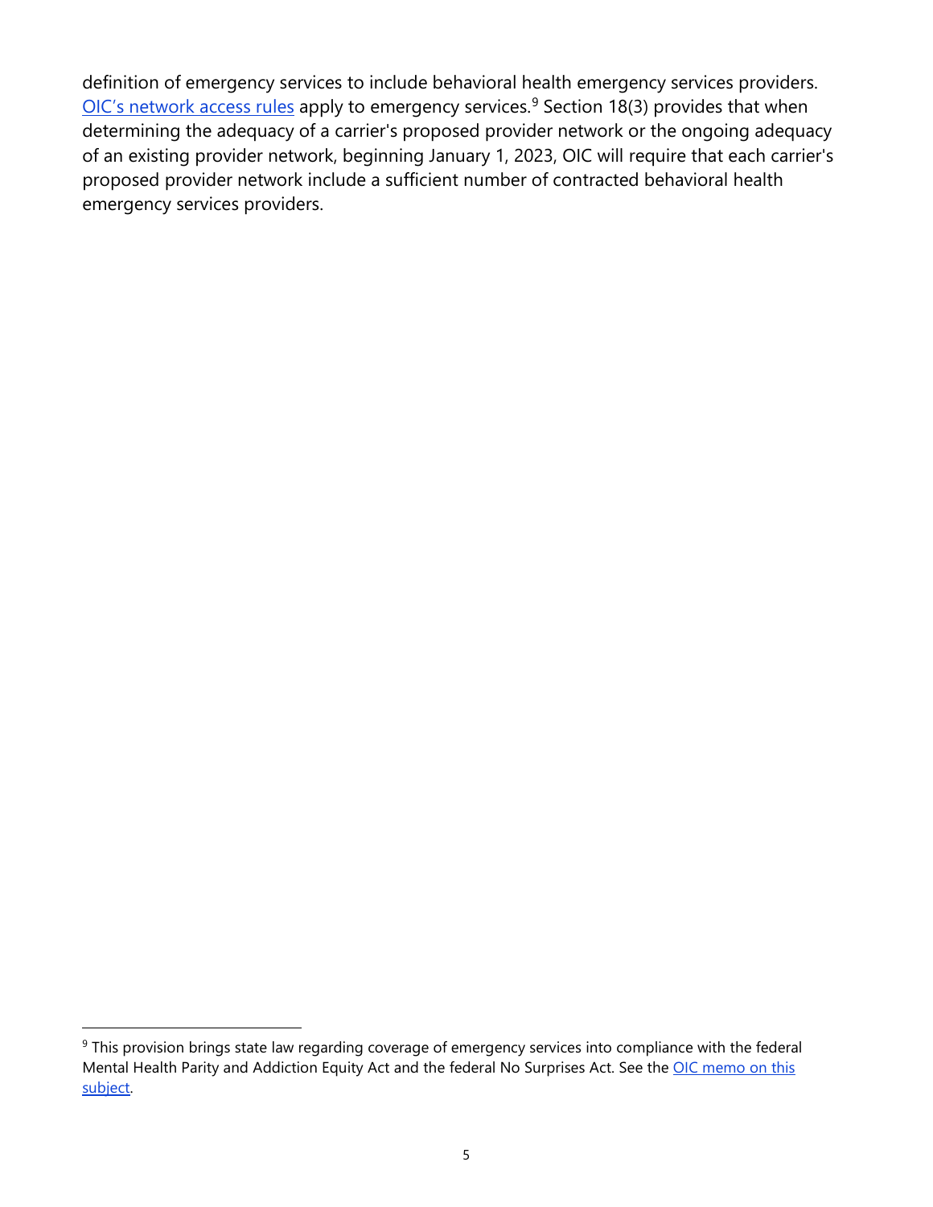definition of emergency services to include behavioral health emergency services providers. OIC's network access rules apply to emergency services.[9] Section 18(3) provides that when determining the adequacy of a carrier's proposed provider network or the ongoing adequacy of an existing provider network, beginning January 1, 2023, OIC will require that each carrier's proposed provider network include a sufficient number of contracted behavioral health emergency services providers.

---

[9] This provision brings state law regarding coverage of emergency services into compliance with the federal Mental Health Parity and Addiction Equity Act and the federal No Surprises Act. See the OIC memo on this subject.